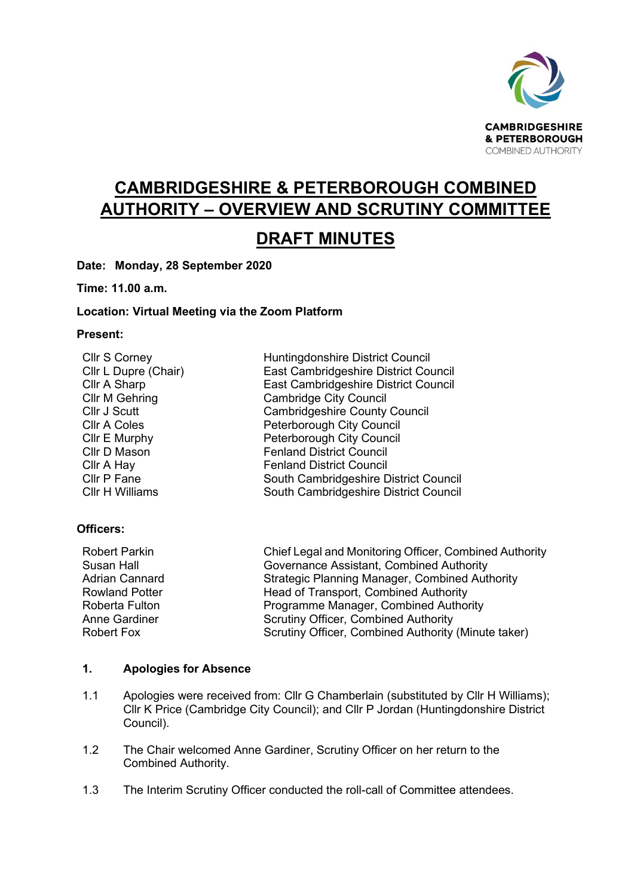CAMBRIDGESHIRE & PETERBOROUGH COMBINED AUTHORITY

# CAMBRIDGESHIRE & PETERBOROUGH COMBINED AUTHORITY – OVERVIEW AND SCRUTINY COMMITTEE

# DRAFT MINUTES

**Date: Monday, 28 September 2020**

**Time: 11.00 a.m.**

**Location: Virtual Meeting via the Zoom Platform**

**Present:**

| | |
|---|---|
| Cllr S Corney | Huntingdonshire District Council |
| Cllr L Dupre (Chair) | East Cambridgeshire District Council |
| Cllr A Sharp | East Cambridgeshire District Council |
| Cllr M Gehring | Cambridge City Council |
| Cllr J Scutt | Cambridgeshire County Council |
| Cllr A Coles | Peterborough City Council |
| Cllr E Murphy | Peterborough City Council |
| Cllr D Mason | Fenland District Council |
| Cllr A Hay | Fenland District Council |
| Cllr P Fane | South Cambridgeshire District Council |
| Cllr H Williams | South Cambridgeshire District Council |

**Officers:**

| | |
|---|---|
| Robert Parkin | Chief Legal and Monitoring Officer, Combined Authority |
| Susan Hall | Governance Assistant, Combined Authority |
| Adrian Cannard | Strategic Planning Manager, Combined Authority |
| Rowland Potter | Head of Transport, Combined Authority |
| Roberta Fulton | Programme Manager, Combined Authority |
| Anne Gardiner | Scrutiny Officer, Combined Authority |
| Robert Fox | Scrutiny Officer, Combined Authority (Minute taker) |

## 1. Apologies for Absence

1.1 Apologies were received from: Cllr G Chamberlain (substituted by Cllr H Williams); Cllr K Price (Cambridge City Council); and Cllr P Jordan (Huntingdonshire District Council).

1.2 The Chair welcomed Anne Gardiner, Scrutiny Officer on her return to the Combined Authority.

1.3 The Interim Scrutiny Officer conducted the roll-call of Committee attendees.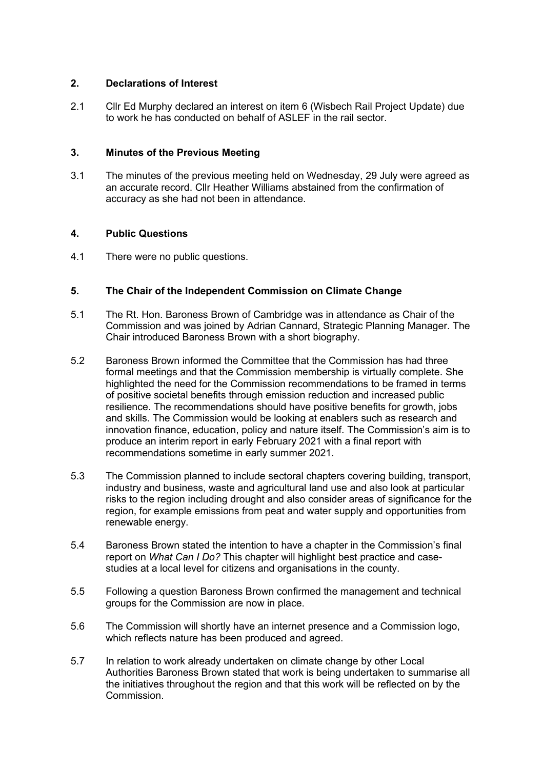## 2. Declarations of Interest

2.1 Cllr Ed Murphy declared an interest on item 6 (Wisbech Rail Project Update) due to work he has conducted on behalf of ASLEF in the rail sector.

## 3. Minutes of the Previous Meeting

3.1 The minutes of the previous meeting held on Wednesday, 29 July were agreed as an accurate record. Cllr Heather Williams abstained from the confirmation of accuracy as she had not been in attendance.

## 4. Public Questions

4.1 There were no public questions.

## 5. The Chair of the Independent Commission on Climate Change

5.1 The Rt. Hon. Baroness Brown of Cambridge was in attendance as Chair of the Commission and was joined by Adrian Cannard, Strategic Planning Manager. The Chair introduced Baroness Brown with a short biography.

5.2 Baroness Brown informed the Committee that the Commission has had three formal meetings and that the Commission membership is virtually complete. She highlighted the need for the Commission recommendations to be framed in terms of positive societal benefits through emission reduction and increased public resilience. The recommendations should have positive benefits for growth, jobs and skills. The Commission would be looking at enablers such as research and innovation finance, education, policy and nature itself. The Commission's aim is to produce an interim report in early February 2021 with a final report with recommendations sometime in early summer 2021.

5.3 The Commission planned to include sectoral chapters covering building, transport, industry and business, waste and agricultural land use and also look at particular risks to the region including drought and also consider areas of significance for the region, for example emissions from peat and water supply and opportunities from renewable energy.

5.4 Baroness Brown stated the intention to have a chapter in the Commission's final report on *What Can I Do?* This chapter will highlight best-practice and case-studies at a local level for citizens and organisations in the county.

5.5 Following a question Baroness Brown confirmed the management and technical groups for the Commission are now in place.

5.6 The Commission will shortly have an internet presence and a Commission logo, which reflects nature has been produced and agreed.

5.7 In relation to work already undertaken on climate change by other Local Authorities Baroness Brown stated that work is being undertaken to summarise all the initiatives throughout the region and that this work will be reflected on by the Commission.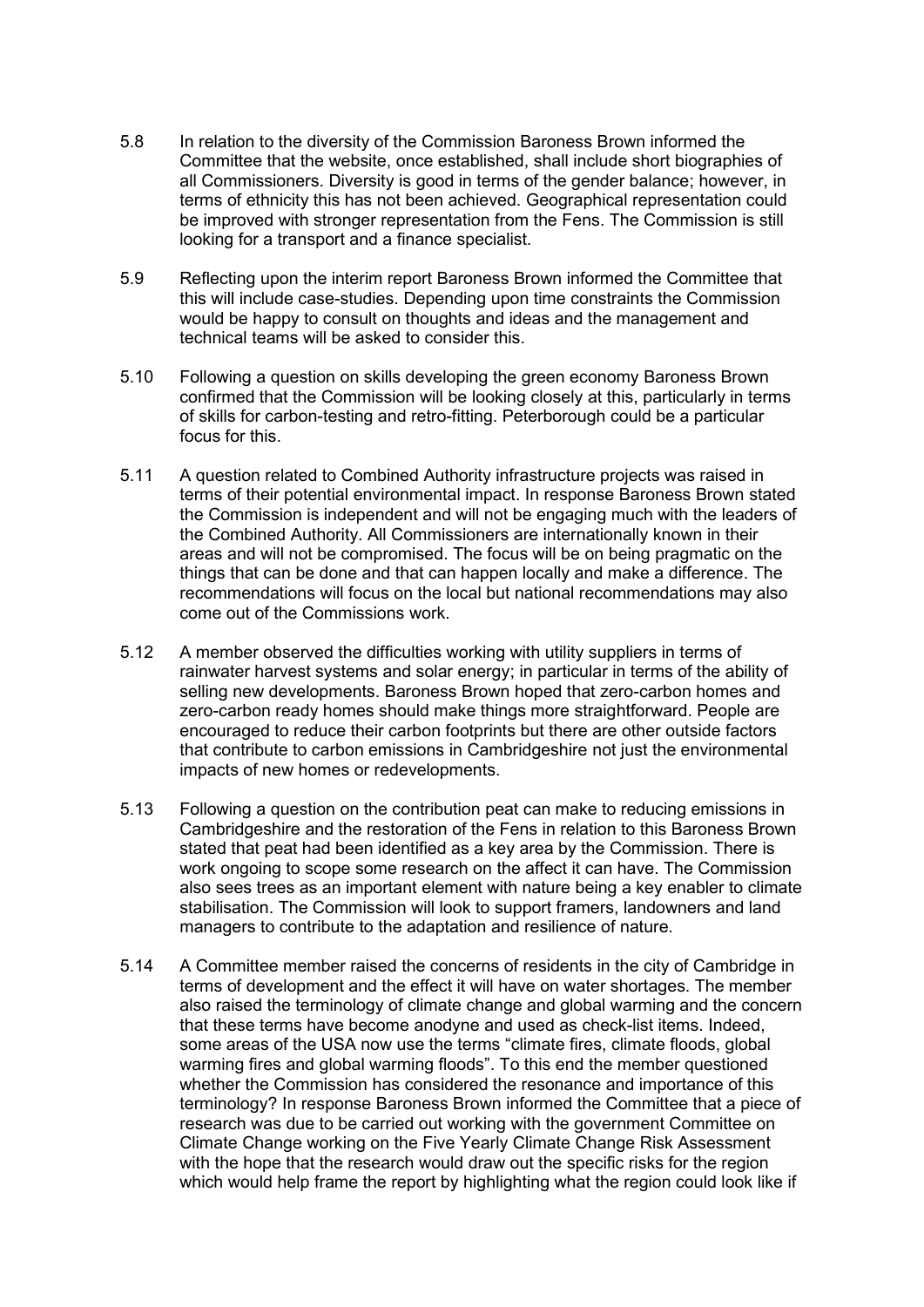5.8 In relation to the diversity of the Commission Baroness Brown informed the Committee that the website, once established, shall include short biographies of all Commissioners. Diversity is good in terms of the gender balance; however, in terms of ethnicity this has not been achieved. Geographical representation could be improved with stronger representation from the Fens. The Commission is still looking for a transport and a finance specialist.

5.9 Reflecting upon the interim report Baroness Brown informed the Committee that this will include case-studies. Depending upon time constraints the Commission would be happy to consult on thoughts and ideas and the management and technical teams will be asked to consider this.

5.10 Following a question on skills developing the green economy Baroness Brown confirmed that the Commission will be looking closely at this, particularly in terms of skills for carbon-testing and retro-fitting. Peterborough could be a particular focus for this.

5.11 A question related to Combined Authority infrastructure projects was raised in terms of their potential environmental impact. In response Baroness Brown stated the Commission is independent and will not be engaging much with the leaders of the Combined Authority. All Commissioners are internationally known in their areas and will not be compromised. The focus will be on being pragmatic on the things that can be done and that can happen locally and make a difference. The recommendations will focus on the local but national recommendations may also come out of the Commissions work.

5.12 A member observed the difficulties working with utility suppliers in terms of rainwater harvest systems and solar energy; in particular in terms of the ability of selling new developments. Baroness Brown hoped that zero-carbon homes and zero-carbon ready homes should make things more straightforward. People are encouraged to reduce their carbon footprints but there are other outside factors that contribute to carbon emissions in Cambridgeshire not just the environmental impacts of new homes or redevelopments.

5.13 Following a question on the contribution peat can make to reducing emissions in Cambridgeshire and the restoration of the Fens in relation to this Baroness Brown stated that peat had been identified as a key area by the Commission. There is work ongoing to scope some research on the affect it can have. The Commission also sees trees as an important element with nature being a key enabler to climate stabilisation. The Commission will look to support framers, landowners and land managers to contribute to the adaptation and resilience of nature.

5.14 A Committee member raised the concerns of residents in the city of Cambridge in terms of development and the effect it will have on water shortages. The member also raised the terminology of climate change and global warming and the concern that these terms have become anodyne and used as check-list items. Indeed, some areas of the USA now use the terms "climate fires, climate floods, global warming fires and global warming floods". To this end the member questioned whether the Commission has considered the resonance and importance of this terminology? In response Baroness Brown informed the Committee that a piece of research was due to be carried out working with the government Committee on Climate Change working on the Five Yearly Climate Change Risk Assessment with the hope that the research would draw out the specific risks for the region which would help frame the report by highlighting what the region could look like if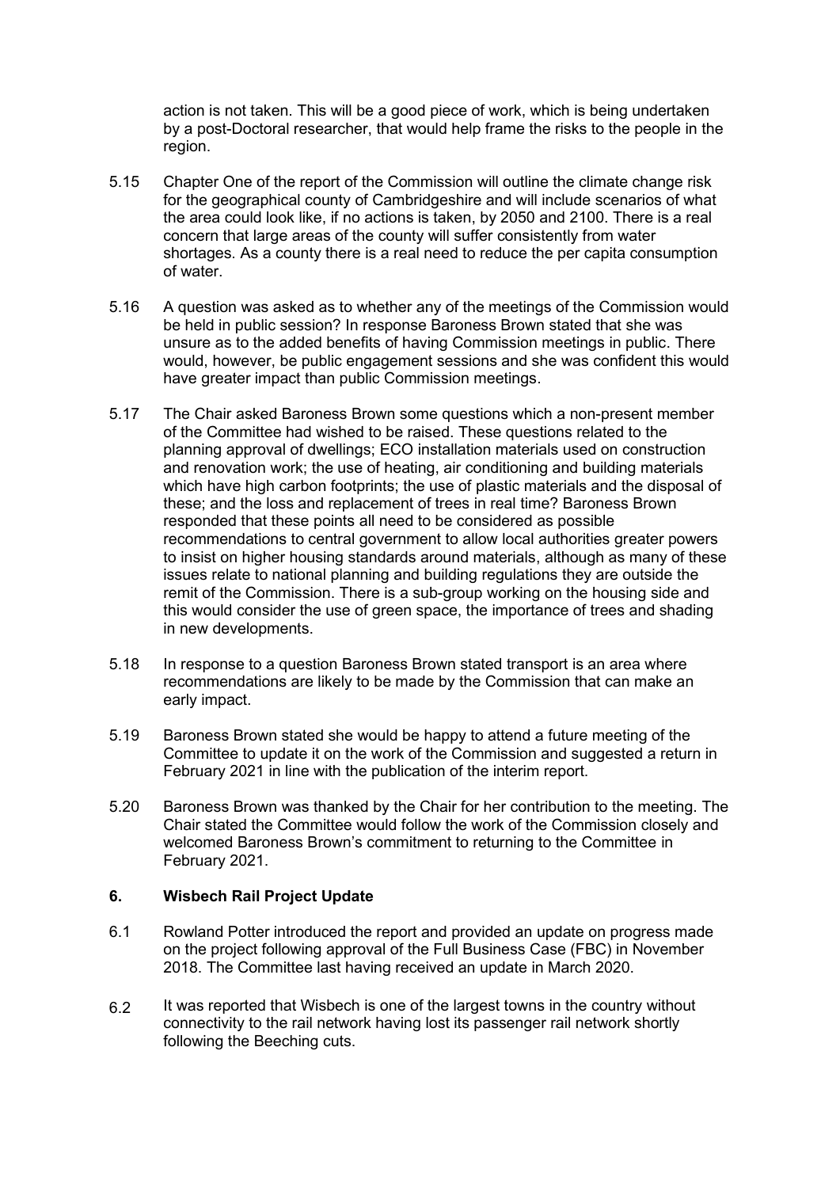action is not taken. This will be a good piece of work, which is being undertaken by a post-Doctoral researcher, that would help frame the risks to the people in the region.

5.15 Chapter One of the report of the Commission will outline the climate change risk for the geographical county of Cambridgeshire and will include scenarios of what the area could look like, if no actions is taken, by 2050 and 2100. There is a real concern that large areas of the county will suffer consistently from water shortages. As a county there is a real need to reduce the per capita consumption of water.

5.16 A question was asked as to whether any of the meetings of the Commission would be held in public session? In response Baroness Brown stated that she was unsure as to the added benefits of having Commission meetings in public. There would, however, be public engagement sessions and she was confident this would have greater impact than public Commission meetings.

5.17 The Chair asked Baroness Brown some questions which a non-present member of the Committee had wished to be raised. These questions related to the planning approval of dwellings; ECO installation materials used on construction and renovation work; the use of heating, air conditioning and building materials which have high carbon footprints; the use of plastic materials and the disposal of these; and the loss and replacement of trees in real time? Baroness Brown responded that these points all need to be considered as possible recommendations to central government to allow local authorities greater powers to insist on higher housing standards around materials, although as many of these issues relate to national planning and building regulations they are outside the remit of the Commission. There is a sub-group working on the housing side and this would consider the use of green space, the importance of trees and shading in new developments.

5.18 In response to a question Baroness Brown stated transport is an area where recommendations are likely to be made by the Commission that can make an early impact.

5.19 Baroness Brown stated she would be happy to attend a future meeting of the Committee to update it on the work of the Commission and suggested a return in February 2021 in line with the publication of the interim report.

5.20 Baroness Brown was thanked by the Chair for her contribution to the meeting. The Chair stated the Committee would follow the work of the Commission closely and welcomed Baroness Brown's commitment to returning to the Committee in February 2021.

### 6. Wisbech Rail Project Update

6.1 Rowland Potter introduced the report and provided an update on progress made on the project following approval of the Full Business Case (FBC) in November 2018. The Committee last having received an update in March 2020.

6.2 It was reported that Wisbech is one of the largest towns in the country without connectivity to the rail network having lost its passenger rail network shortly following the Beeching cuts.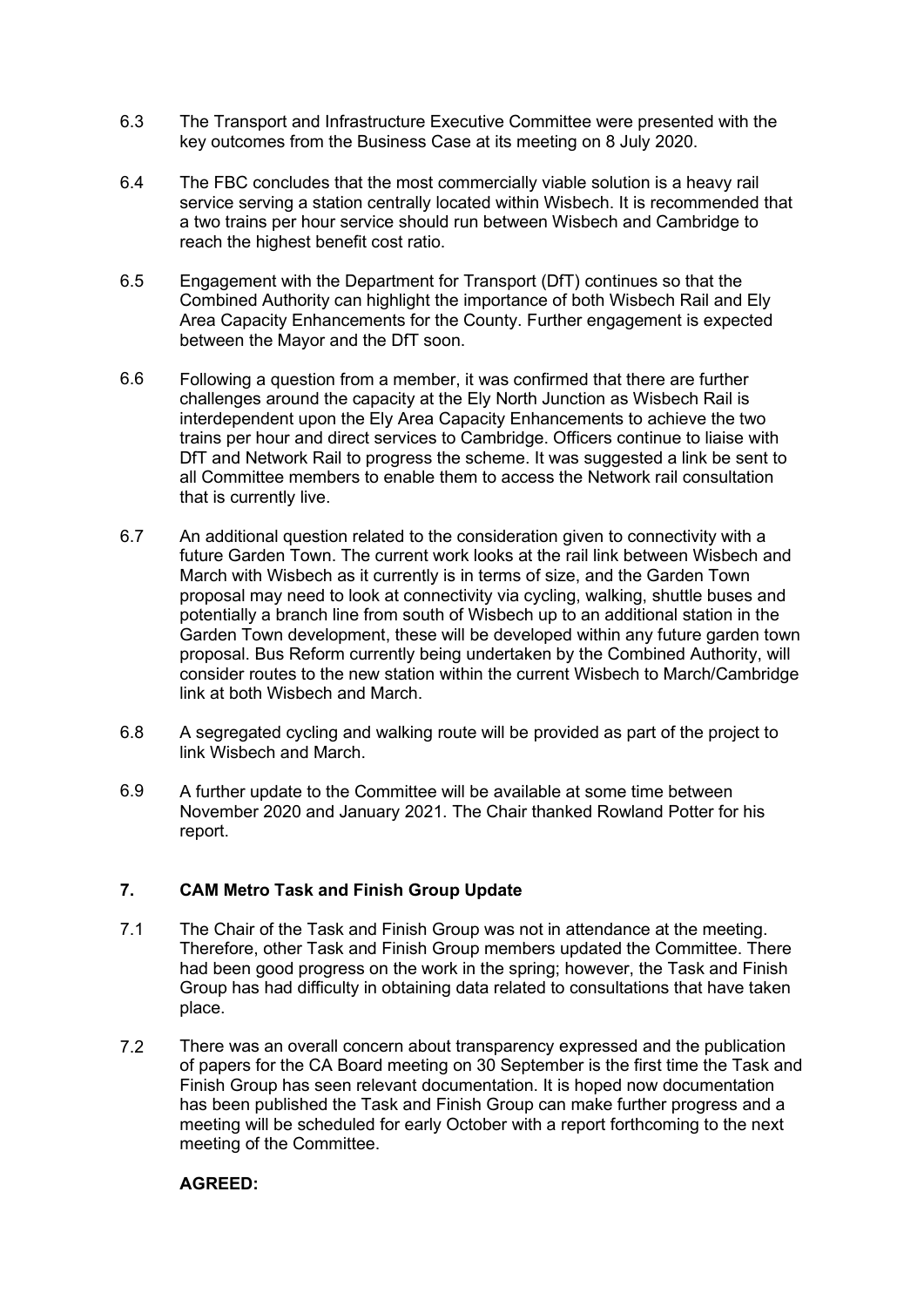6.3 The Transport and Infrastructure Executive Committee were presented with the key outcomes from the Business Case at its meeting on 8 July 2020.

6.4 The FBC concludes that the most commercially viable solution is a heavy rail service serving a station centrally located within Wisbech. It is recommended that a two trains per hour service should run between Wisbech and Cambridge to reach the highest benefit cost ratio.

6.5 Engagement with the Department for Transport (DfT) continues so that the Combined Authority can highlight the importance of both Wisbech Rail and Ely Area Capacity Enhancements for the County. Further engagement is expected between the Mayor and the DfT soon.

6.6 Following a question from a member, it was confirmed that there are further challenges around the capacity at the Ely North Junction as Wisbech Rail is interdependent upon the Ely Area Capacity Enhancements to achieve the two trains per hour and direct services to Cambridge. Officers continue to liaise with DfT and Network Rail to progress the scheme. It was suggested a link be sent to all Committee members to enable them to access the Network rail consultation that is currently live.

6.7 An additional question related to the consideration given to connectivity with a future Garden Town. The current work looks at the rail link between Wisbech and March with Wisbech as it currently is in terms of size, and the Garden Town proposal may need to look at connectivity via cycling, walking, shuttle buses and potentially a branch line from south of Wisbech up to an additional station in the Garden Town development, these will be developed within any future garden town proposal. Bus Reform currently being undertaken by the Combined Authority, will consider routes to the new station within the current Wisbech to March/Cambridge link at both Wisbech and March.

6.8 A segregated cycling and walking route will be provided as part of the project to link Wisbech and March.

6.9 A further update to the Committee will be available at some time between November 2020 and January 2021. The Chair thanked Rowland Potter for his report.

## 7. CAM Metro Task and Finish Group Update

7.1 The Chair of the Task and Finish Group was not in attendance at the meeting. Therefore, other Task and Finish Group members updated the Committee. There had been good progress on the work in the spring; however, the Task and Finish Group has had difficulty in obtaining data related to consultations that have taken place.

7.2 There was an overall concern about transparency expressed and the publication of papers for the CA Board meeting on 30 September is the first time the Task and Finish Group has seen relevant documentation. It is hoped now documentation has been published the Task and Finish Group can make further progress and a meeting will be scheduled for early October with a report forthcoming to the next meeting of the Committee.

**AGREED:**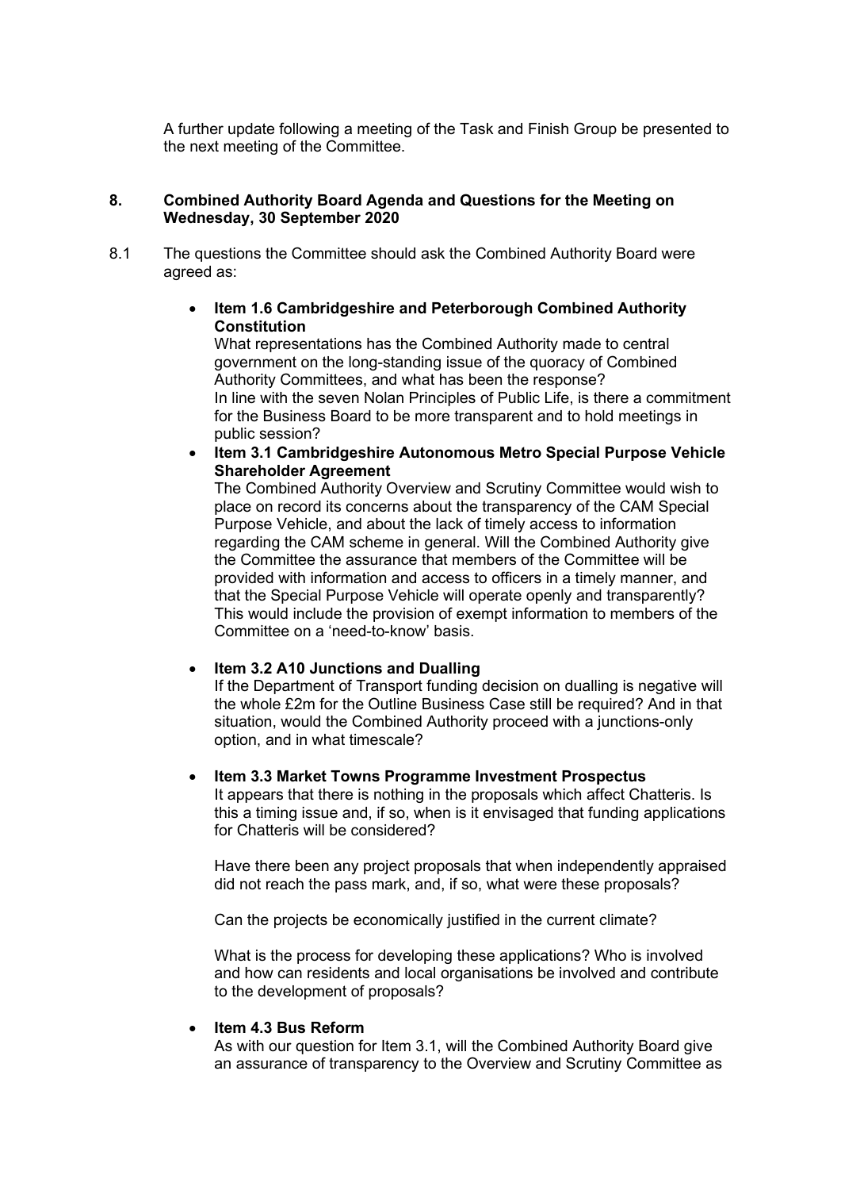A further update following a meeting of the Task and Finish Group be presented to the next meeting of the Committee.

**8. Combined Authority Board Agenda and Questions for the Meeting on Wednesday, 30 September 2020**

8.1 The questions the Committee should ask the Combined Authority Board were agreed as:

- **Item 1.6 Cambridgeshire and Peterborough Combined Authority Constitution**
  What representations has the Combined Authority made to central government on the long-standing issue of the quoracy of Combined Authority Committees, and what has been the response?
  In line with the seven Nolan Principles of Public Life, is there a commitment for the Business Board to be more transparent and to hold meetings in public session?

- **Item 3.1 Cambridgeshire Autonomous Metro Special Purpose Vehicle Shareholder Agreement**
  The Combined Authority Overview and Scrutiny Committee would wish to place on record its concerns about the transparency of the CAM Special Purpose Vehicle, and about the lack of timely access to information regarding the CAM scheme in general. Will the Combined Authority give the Committee the assurance that members of the Committee will be provided with information and access to officers in a timely manner, and that the Special Purpose Vehicle will operate openly and transparently? This would include the provision of exempt information to members of the Committee on a 'need-to-know' basis.

- **Item 3.2 A10 Junctions and Dualling**
  If the Department of Transport funding decision on dualling is negative will the whole £2m for the Outline Business Case still be required? And in that situation, would the Combined Authority proceed with a junctions-only option, and in what timescale?

- **Item 3.3 Market Towns Programme Investment Prospectus**
  It appears that there is nothing in the proposals which affect Chatteris. Is this a timing issue and, if so, when is it envisaged that funding applications for Chatteris will be considered?

  Have there been any project proposals that when independently appraised did not reach the pass mark, and, if so, what were these proposals?

  Can the projects be economically justified in the current climate?

  What is the process for developing these applications? Who is involved and how can residents and local organisations be involved and contribute to the development of proposals?

- **Item 4.3 Bus Reform**
  As with our question for Item 3.1, will the Combined Authority Board give an assurance of transparency to the Overview and Scrutiny Committee as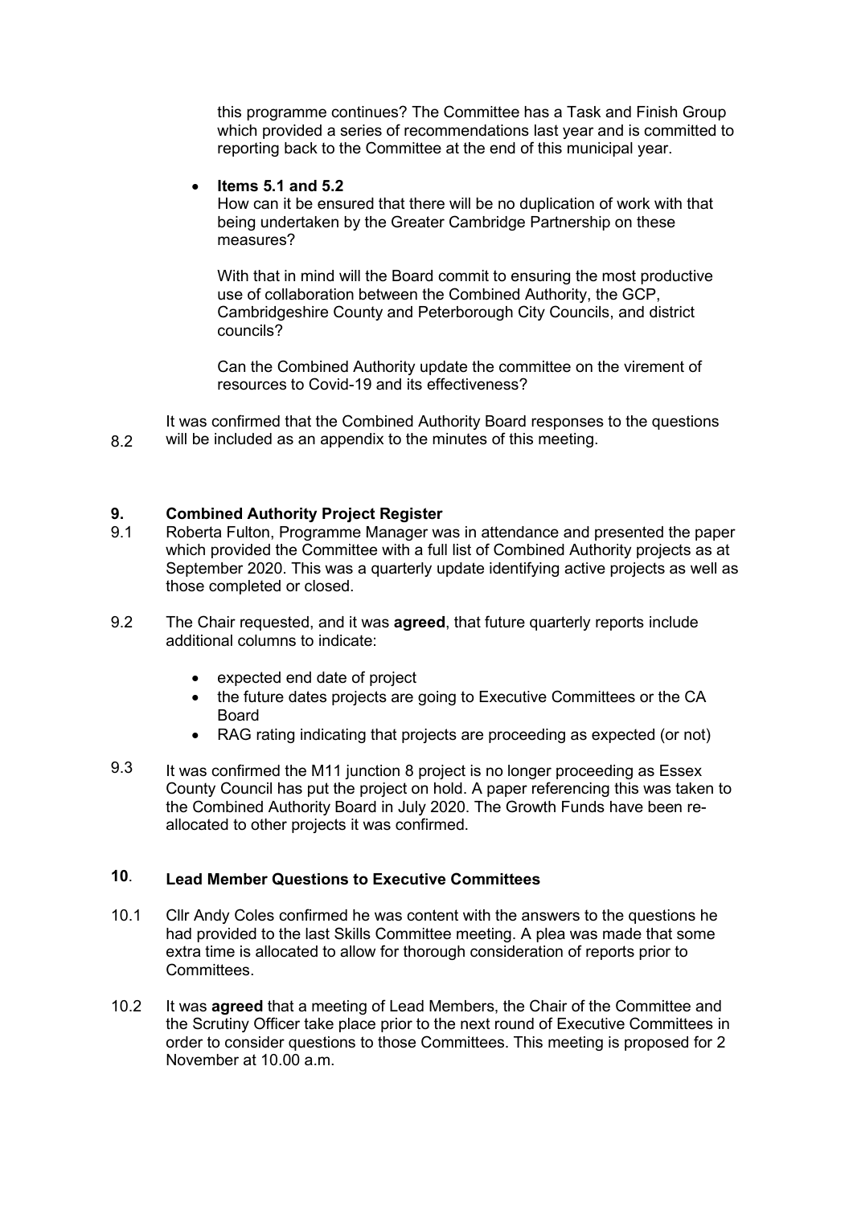this programme continues? The Committee has a Task and Finish Group which provided a series of recommendations last year and is committed to reporting back to the Committee at the end of this municipal year.

- **Items 5.1 and 5.2**

  How can it be ensured that there will be no duplication of work with that being undertaken by the Greater Cambridge Partnership on these measures?

  With that in mind will the Board commit to ensuring the most productive use of collaboration between the Combined Authority, the GCP, Cambridgeshire County and Peterborough City Councils, and district councils?

  Can the Combined Authority update the committee on the virement of resources to Covid-19 and its effectiveness?

8.2 It was confirmed that the Combined Authority Board responses to the questions will be included as an appendix to the minutes of this meeting.

## 9. Combined Authority Project Register

9.1 Roberta Fulton, Programme Manager was in attendance and presented the paper which provided the Committee with a full list of Combined Authority projects as at September 2020. This was a quarterly update identifying active projects as well as those completed or closed.

9.2 The Chair requested, and it was **agreed**, that future quarterly reports include additional columns to indicate:

- expected end date of project
- the future dates projects are going to Executive Committees or the CA Board
- RAG rating indicating that projects are proceeding as expected (or not)

9.3 It was confirmed the M11 junction 8 project is no longer proceeding as Essex County Council has put the project on hold. A paper referencing this was taken to the Combined Authority Board in July 2020. The Growth Funds have been re-allocated to other projects it was confirmed.

## 10. Lead Member Questions to Executive Committees

10.1 Cllr Andy Coles confirmed he was content with the answers to the questions he had provided to the last Skills Committee meeting. A plea was made that some extra time is allocated to allow for thorough consideration of reports prior to Committees.

10.2 It was **agreed** that a meeting of Lead Members, the Chair of the Committee and the Scrutiny Officer take place prior to the next round of Executive Committees in order to consider questions to those Committees. This meeting is proposed for 2 November at 10.00 a.m.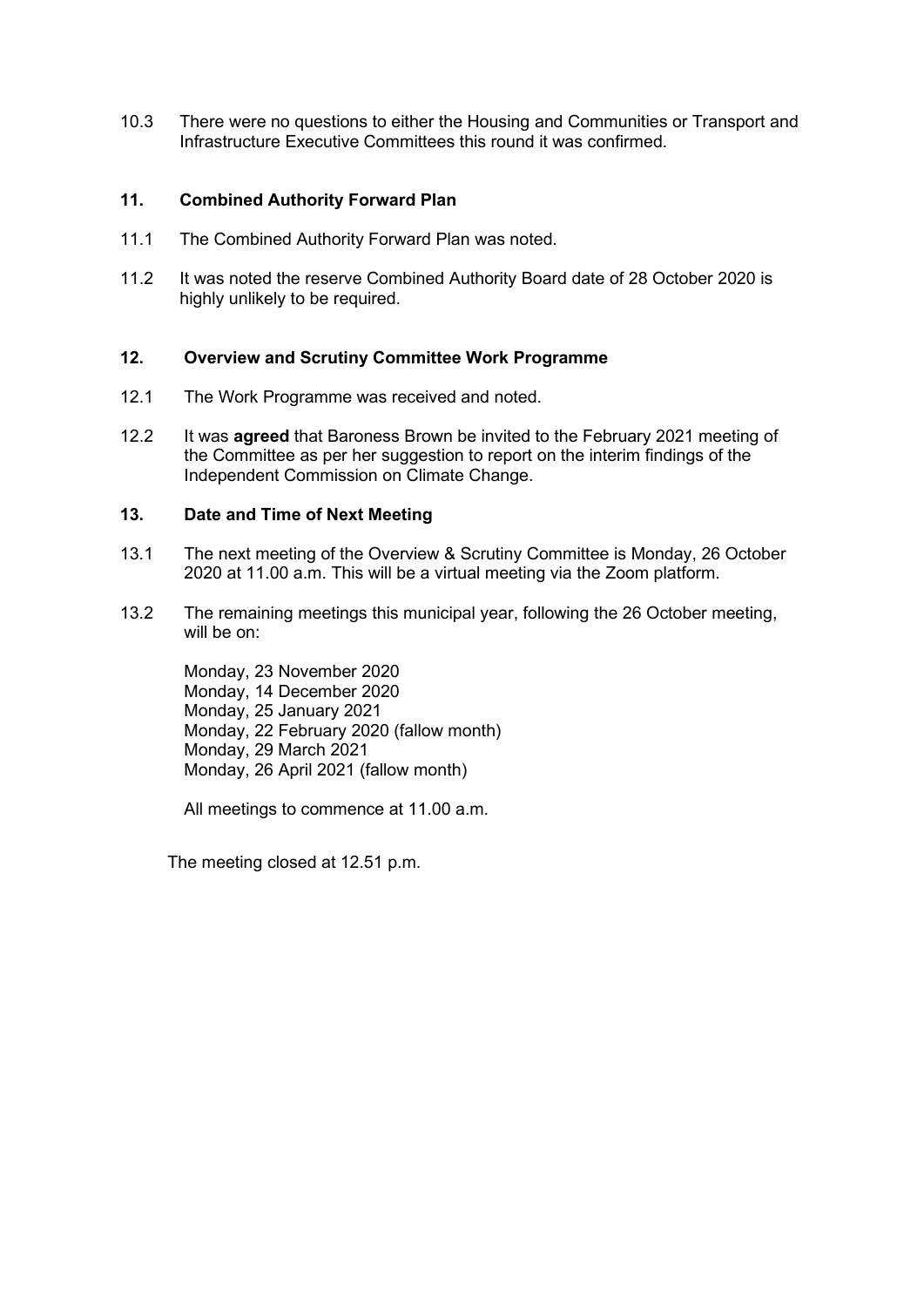10.3 There were no questions to either the Housing and Communities or Transport and Infrastructure Executive Committees this round it was confirmed.

## 11. Combined Authority Forward Plan

11.1 The Combined Authority Forward Plan was noted.

11.2 It was noted the reserve Combined Authority Board date of 28 October 2020 is highly unlikely to be required.

## 12. Overview and Scrutiny Committee Work Programme

12.1 The Work Programme was received and noted.

12.2 It was **agreed** that Baroness Brown be invited to the February 2021 meeting of the Committee as per her suggestion to report on the interim findings of the Independent Commission on Climate Change.

## 13. Date and Time of Next Meeting

13.1 The next meeting of the Overview & Scrutiny Committee is Monday, 26 October 2020 at 11.00 a.m. This will be a virtual meeting via the Zoom platform.

13.2 The remaining meetings this municipal year, following the 26 October meeting, will be on:

Monday, 23 November 2020
Monday, 14 December 2020
Monday, 25 January 2021
Monday, 22 February 2020 (fallow month)
Monday, 29 March 2021
Monday, 26 April 2021 (fallow month)

All meetings to commence at 11.00 a.m.

The meeting closed at 12.51 p.m.